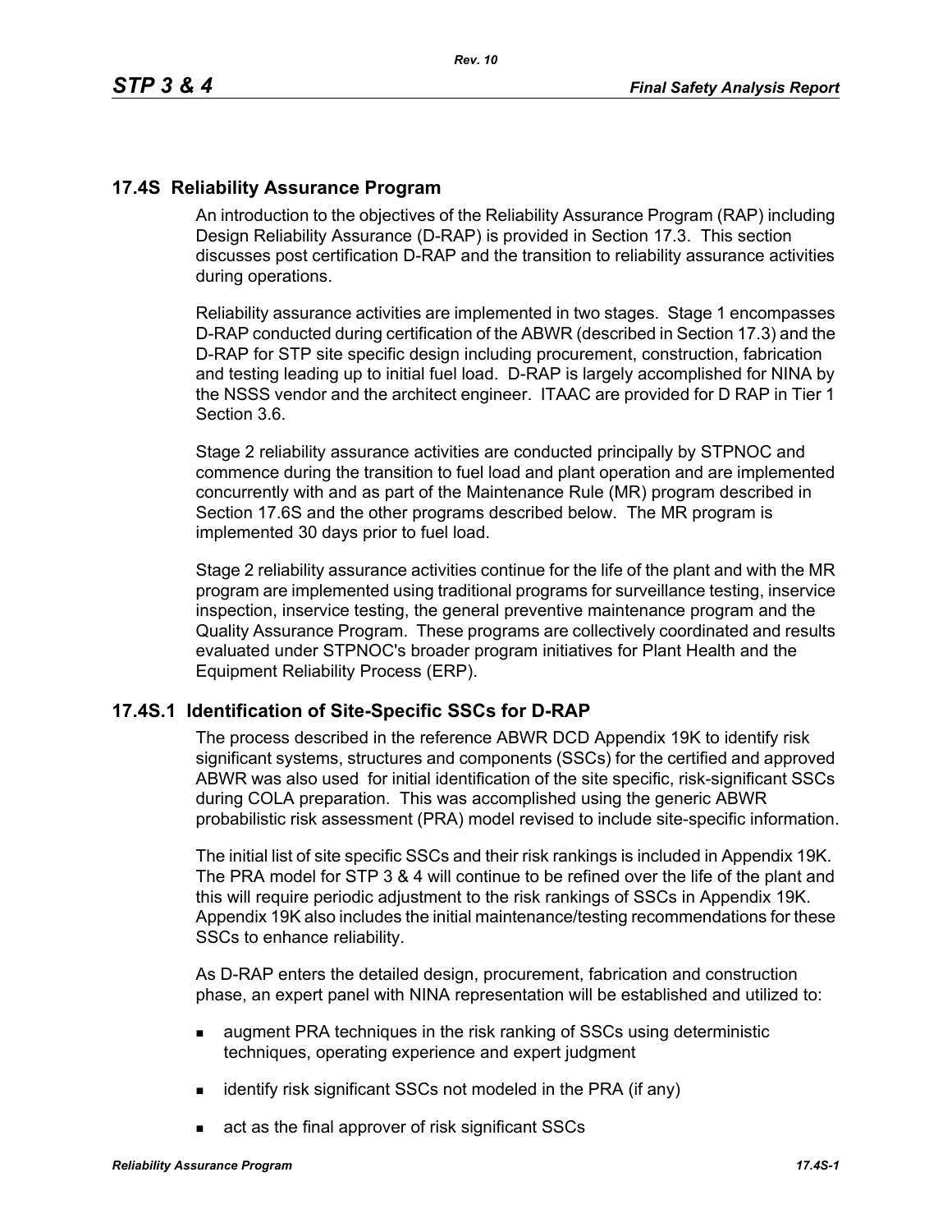## 17.4S Reliability Assurance Program

An introduction to the objectives of the Reliability Assurance Program (RAP) including Design Reliability Assurance (D-RAP) is provided in Section 17.3. This section discusses post certification D-RAP and the transition to reliability assurance activities during operations.

Reliability assurance activities are implemented in two stages. Stage 1 encompasses D-RAP conducted during certification of the ABWR (described in Section 17.3) and the D-RAP for STP site specific design including procurement, construction, fabrication and testing leading up to initial fuel load. D-RAP is largely accomplished for NINA by the NSSS vendor and the architect engineer. ITAAC are provided for D RAP in Tier 1 Section 3.6.

Stage 2 reliability assurance activities are conducted principally by STPNOC and commence during the transition to fuel load and plant operation and are implemented concurrently with and as part of the Maintenance Rule (MR) program described in Section 17.6S and the other programs described below. The MR program is implemented 30 days prior to fuel load.

Stage 2 reliability assurance activities continue for the life of the plant and with the MR program are implemented using traditional programs for surveillance testing, inservice inspection, inservice testing, the general preventive maintenance program and the Quality Assurance Program. These programs are collectively coordinated and results evaluated under STPNOC's broader program initiatives for Plant Health and the Equipment Reliability Process (ERP).

## 17.4S.1 Identification of Site-Specific SSCs for D-RAP

The process described in the reference ABWR DCD Appendix 19K to identify risk significant systems, structures and components (SSCs) for the certified and approved ABWR was also used for initial identification of the site specific, risk-significant SSCs during COLA preparation. This was accomplished using the generic ABWR probabilistic risk assessment (PRA) model revised to include site-specific information.

The initial list of site specific SSCs and their risk rankings is included in Appendix 19K. The PRA model for STP 3 & 4 will continue to be refined over the life of the plant and this will require periodic adjustment to the risk rankings of SSCs in Appendix 19K. Appendix 19K also includes the initial maintenance/testing recommendations for these SSCs to enhance reliability.

As D-RAP enters the detailed design, procurement, fabrication and construction phase, an expert panel with NINA representation will be established and utilized to:

- augment PRA techniques in the risk ranking of SSCs using deterministic techniques, operating experience and expert judgment
- identify risk significant SSCs not modeled in the PRA (if any)
- act as the final approver of risk significant SSCs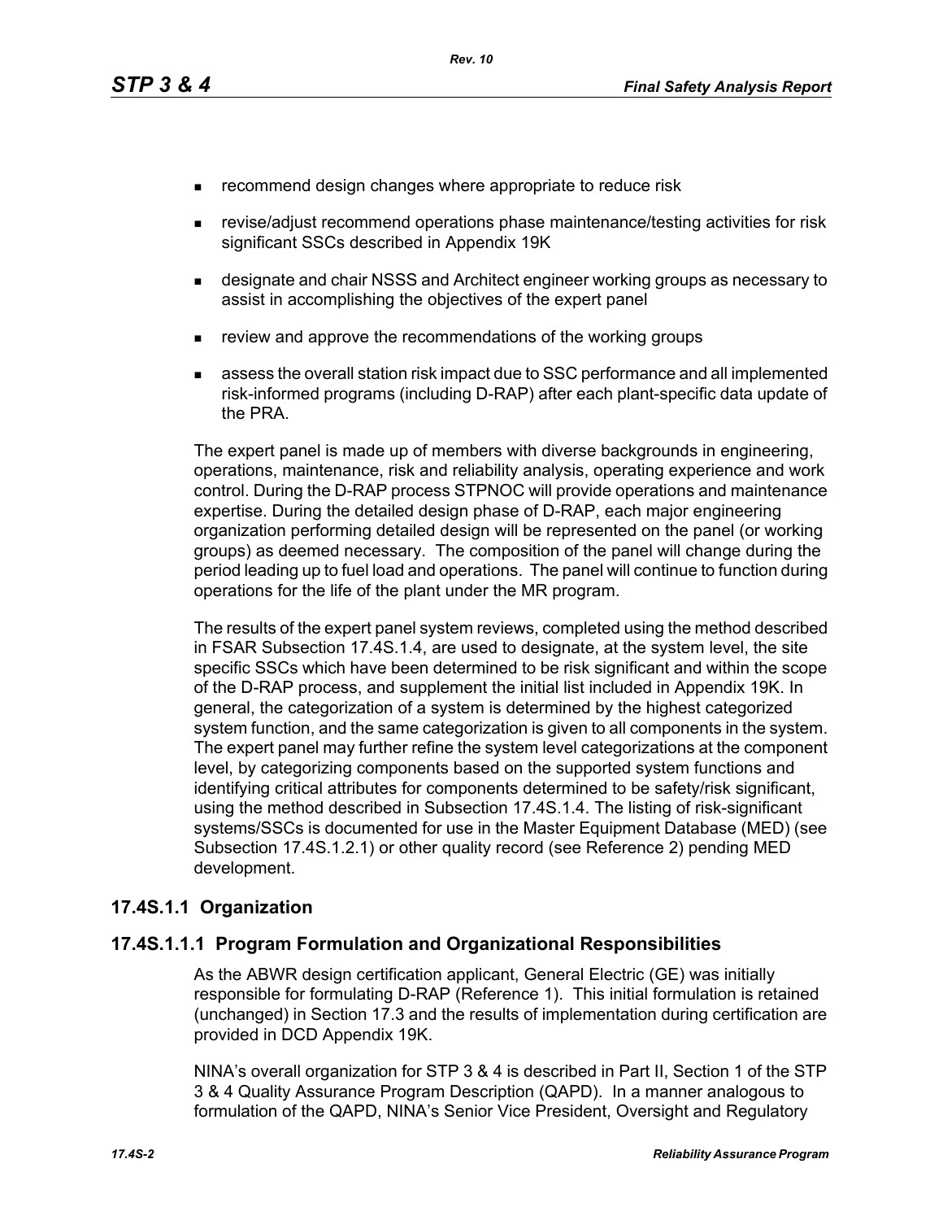- recommend design changes where appropriate to reduce risk
- revise/adjust recommend operations phase maintenance/testing activities for risk significant SSCs described in Appendix 19K
- designate and chair NSSS and Architect engineer working groups as necessary to assist in accomplishing the objectives of the expert panel
- review and approve the recommendations of the working groups
- assess the overall station risk impact due to SSC performance and all implemented risk-informed programs (including D-RAP) after each plant-specific data update of the PRA.

The expert panel is made up of members with diverse backgrounds in engineering, operations, maintenance, risk and reliability analysis, operating experience and work control. During the D-RAP process STPNOC will provide operations and maintenance expertise. During the detailed design phase of D-RAP, each major engineering organization performing detailed design will be represented on the panel (or working groups) as deemed necessary. The composition of the panel will change during the period leading up to fuel load and operations. The panel will continue to function during operations for the life of the plant under the MR program.

The results of the expert panel system reviews, completed using the method described in FSAR Subsection 17.4S.1.4, are used to designate, at the system level, the site specific SSCs which have been determined to be risk significant and within the scope of the D-RAP process, and supplement the initial list included in Appendix 19K. In general, the categorization of a system is determined by the highest categorized system function, and the same categorization is given to all components in the system. The expert panel may further refine the system level categorizations at the component level, by categorizing components based on the supported system functions and identifying critical attributes for components determined to be safety/risk significant, using the method described in Subsection 17.4S.1.4. The listing of risk-significant systems/SSCs is documented for use in the Master Equipment Database (MED) (see Subsection 17.4S.1.2.1) or other quality record (see Reference 2) pending MED development.

## 17.4S.1.1 Organization

### 17.4S.1.1.1 Program Formulation and Organizational Responsibilities

As the ABWR design certification applicant, General Electric (GE) was initially responsible for formulating D-RAP (Reference 1). This initial formulation is retained (unchanged) in Section 17.3 and the results of implementation during certification are provided in DCD Appendix 19K.

NINA's overall organization for STP 3 & 4 is described in Part II, Section 1 of the STP 3 & 4 Quality Assurance Program Description (QAPD). In a manner analogous to formulation of the QAPD, NINA's Senior Vice President, Oversight and Regulatory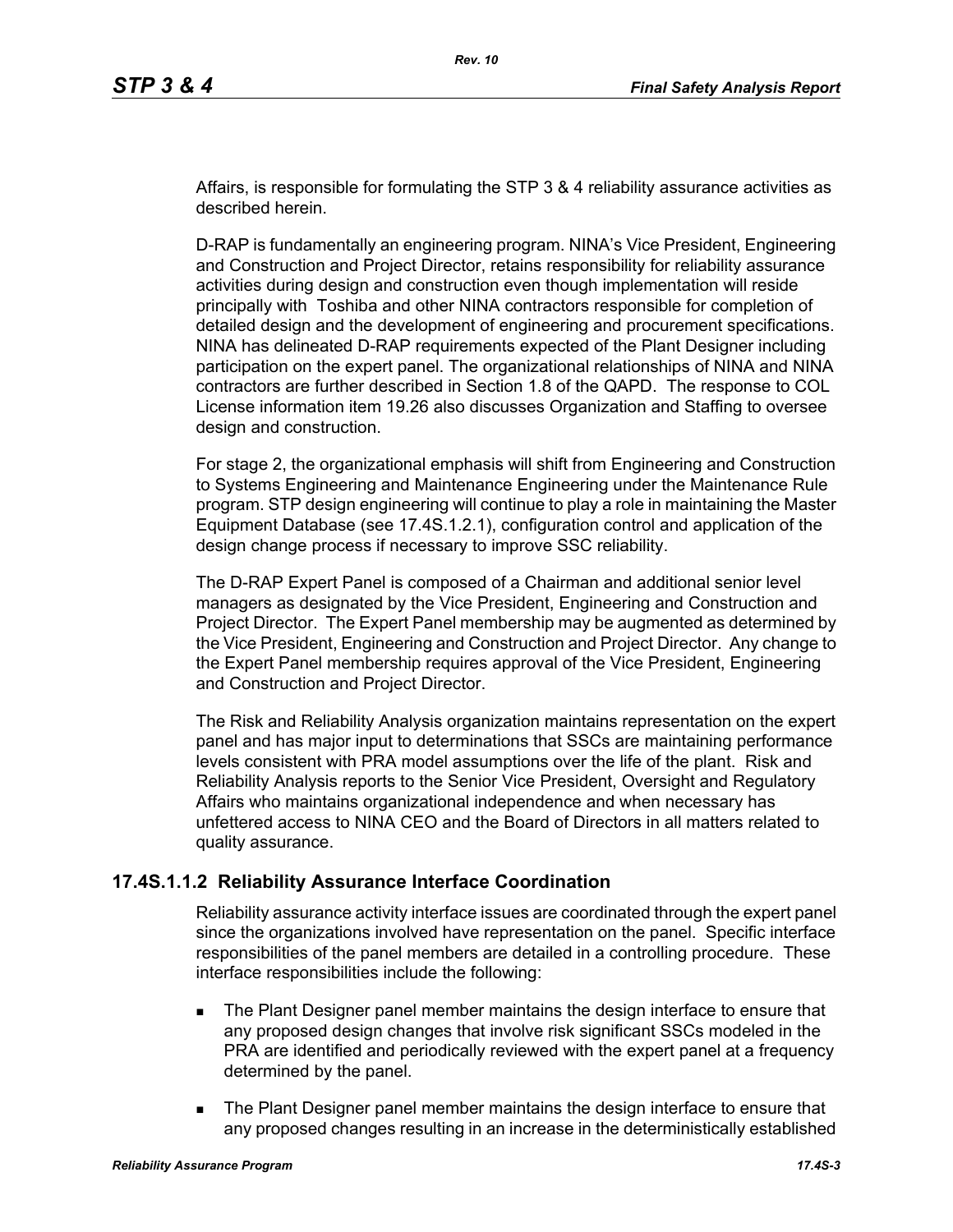Affairs, is responsible for formulating the STP 3 & 4 reliability assurance activities as described herein.

D-RAP is fundamentally an engineering program. NINA's Vice President, Engineering and Construction and Project Director, retains responsibility for reliability assurance activities during design and construction even though implementation will reside principally with Toshiba and other NINA contractors responsible for completion of detailed design and the development of engineering and procurement specifications. NINA has delineated D-RAP requirements expected of the Plant Designer including participation on the expert panel. The organizational relationships of NINA and NINA contractors are further described in Section 1.8 of the QAPD. The response to COL License information item 19.26 also discusses Organization and Staffing to oversee design and construction.

For stage 2, the organizational emphasis will shift from Engineering and Construction to Systems Engineering and Maintenance Engineering under the Maintenance Rule program. STP design engineering will continue to play a role in maintaining the Master Equipment Database (see 17.4S.1.2.1), configuration control and application of the design change process if necessary to improve SSC reliability.

The D-RAP Expert Panel is composed of a Chairman and additional senior level managers as designated by the Vice President, Engineering and Construction and Project Director. The Expert Panel membership may be augmented as determined by the Vice President, Engineering and Construction and Project Director. Any change to the Expert Panel membership requires approval of the Vice President, Engineering and Construction and Project Director.

The Risk and Reliability Analysis organization maintains representation on the expert panel and has major input to determinations that SSCs are maintaining performance levels consistent with PRA model assumptions over the life of the plant. Risk and Reliability Analysis reports to the Senior Vice President, Oversight and Regulatory Affairs who maintains organizational independence and when necessary has unfettered access to NINA CEO and the Board of Directors in all matters related to quality assurance.

### 17.4S.1.1.2 Reliability Assurance Interface Coordination

Reliability assurance activity interface issues are coordinated through the expert panel since the organizations involved have representation on the panel. Specific interface responsibilities of the panel members are detailed in a controlling procedure. These interface responsibilities include the following:

- The Plant Designer panel member maintains the design interface to ensure that any proposed design changes that involve risk significant SSCs modeled in the PRA are identified and periodically reviewed with the expert panel at a frequency determined by the panel.
- The Plant Designer panel member maintains the design interface to ensure that any proposed changes resulting in an increase in the deterministically established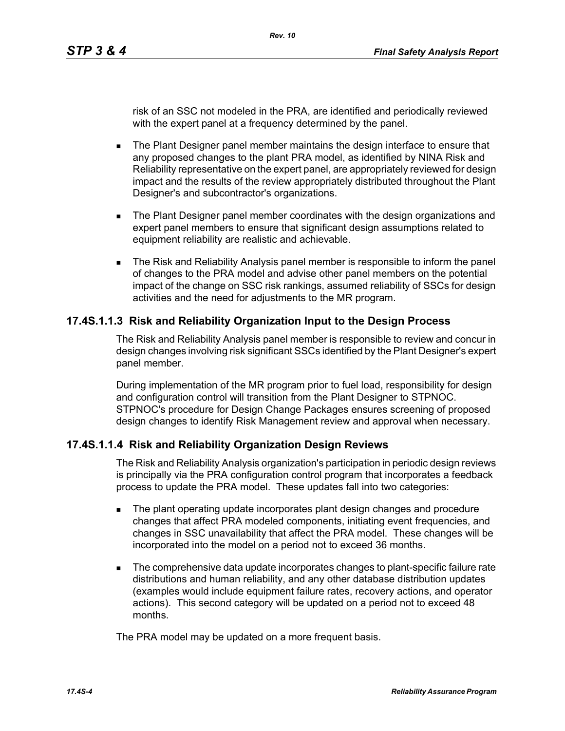risk of an SSC not modeled in the PRA, are identified and periodically reviewed with the expert panel at a frequency determined by the panel.

- The Plant Designer panel member maintains the design interface to ensure that any proposed changes to the plant PRA model, as identified by NINA Risk and Reliability representative on the expert panel, are appropriately reviewed for design impact and the results of the review appropriately distributed throughout the Plant Designer's and subcontractor's organizations.
- The Plant Designer panel member coordinates with the design organizations and expert panel members to ensure that significant design assumptions related to equipment reliability are realistic and achievable.
- The Risk and Reliability Analysis panel member is responsible to inform the panel of changes to the PRA model and advise other panel members on the potential impact of the change on SSC risk rankings, assumed reliability of SSCs for design activities and the need for adjustments to the MR program.

### 17.4S.1.1.3 Risk and Reliability Organization Input to the Design Process

The Risk and Reliability Analysis panel member is responsible to review and concur in design changes involving risk significant SSCs identified by the Plant Designer's expert panel member.

During implementation of the MR program prior to fuel load, responsibility for design and configuration control will transition from the Plant Designer to STPNOC. STPNOC's procedure for Design Change Packages ensures screening of proposed design changes to identify Risk Management review and approval when necessary.

### 17.4S.1.1.4 Risk and Reliability Organization Design Reviews

The Risk and Reliability Analysis organization's participation in periodic design reviews is principally via the PRA configuration control program that incorporates a feedback process to update the PRA model. These updates fall into two categories:

- The plant operating update incorporates plant design changes and procedure changes that affect PRA modeled components, initiating event frequencies, and changes in SSC unavailability that affect the PRA model. These changes will be incorporated into the model on a period not to exceed 36 months.
- The comprehensive data update incorporates changes to plant-specific failure rate distributions and human reliability, and any other database distribution updates (examples would include equipment failure rates, recovery actions, and operator actions). This second category will be updated on a period not to exceed 48 months.

The PRA model may be updated on a more frequent basis.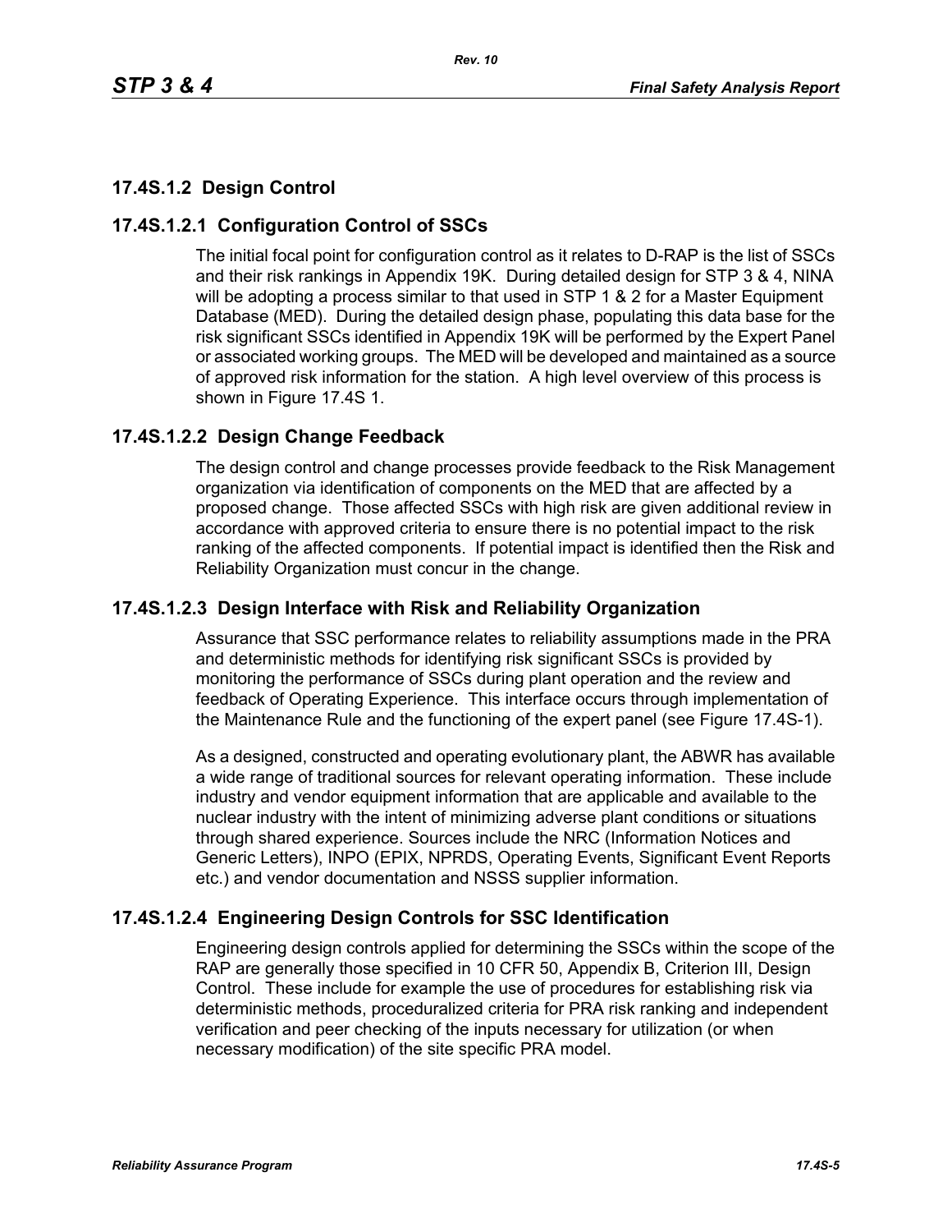## 17.4S.1.2 Design Control

### 17.4S.1.2.1 Configuration Control of SSCs

The initial focal point for configuration control as it relates to D-RAP is the list of SSCs and their risk rankings in Appendix 19K. During detailed design for STP 3 & 4, NINA will be adopting a process similar to that used in STP 1 & 2 for a Master Equipment Database (MED). During the detailed design phase, populating this data base for the risk significant SSCs identified in Appendix 19K will be performed by the Expert Panel or associated working groups. The MED will be developed and maintained as a source of approved risk information for the station. A high level overview of this process is shown in Figure 17.4S 1.

### 17.4S.1.2.2 Design Change Feedback

The design control and change processes provide feedback to the Risk Management organization via identification of components on the MED that are affected by a proposed change. Those affected SSCs with high risk are given additional review in accordance with approved criteria to ensure there is no potential impact to the risk ranking of the affected components. If potential impact is identified then the Risk and Reliability Organization must concur in the change.

### 17.4S.1.2.3 Design Interface with Risk and Reliability Organization

Assurance that SSC performance relates to reliability assumptions made in the PRA and deterministic methods for identifying risk significant SSCs is provided by monitoring the performance of SSCs during plant operation and the review and feedback of Operating Experience. This interface occurs through implementation of the Maintenance Rule and the functioning of the expert panel (see Figure 17.4S-1).

As a designed, constructed and operating evolutionary plant, the ABWR has available a wide range of traditional sources for relevant operating information. These include industry and vendor equipment information that are applicable and available to the nuclear industry with the intent of minimizing adverse plant conditions or situations through shared experience. Sources include the NRC (Information Notices and Generic Letters), INPO (EPIX, NPRDS, Operating Events, Significant Event Reports etc.) and vendor documentation and NSSS supplier information.

### 17.4S.1.2.4 Engineering Design Controls for SSC Identification

Engineering design controls applied for determining the SSCs within the scope of the RAP are generally those specified in 10 CFR 50, Appendix B, Criterion III, Design Control. These include for example the use of procedures for establishing risk via deterministic methods, proceduralized criteria for PRA risk ranking and independent verification and peer checking of the inputs necessary for utilization (or when necessary modification) of the site specific PRA model.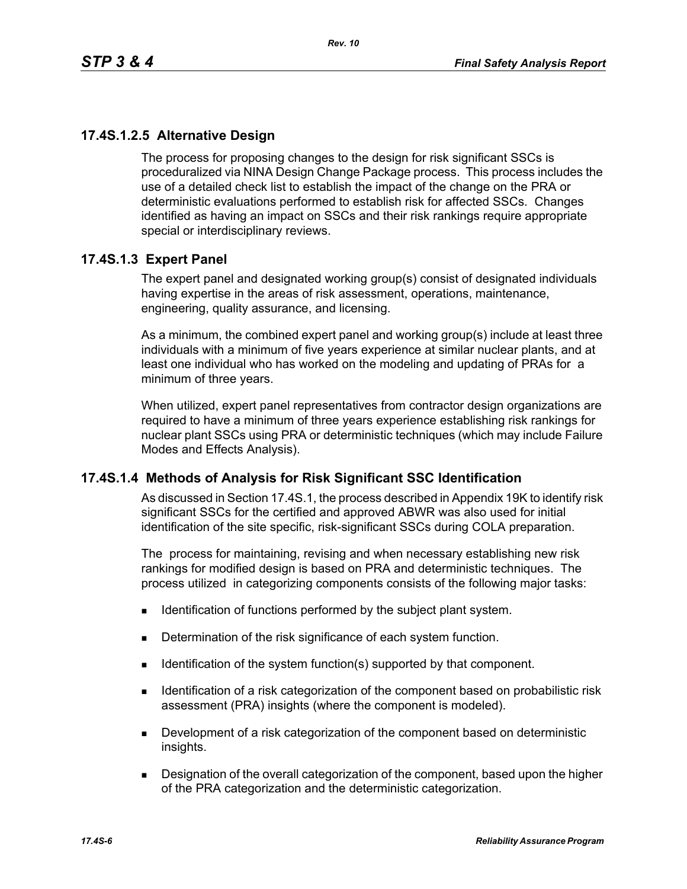### 17.4S.1.2.5 Alternative Design

The process for proposing changes to the design for risk significant SSCs is proceduralized via NINA Design Change Package process. This process includes the use of a detailed check list to establish the impact of the change on the PRA or deterministic evaluations performed to establish risk for affected SSCs. Changes identified as having an impact on SSCs and their risk rankings require appropriate special or interdisciplinary reviews.

## 17.4S.1.3 Expert Panel

The expert panel and designated working group(s) consist of designated individuals having expertise in the areas of risk assessment, operations, maintenance, engineering, quality assurance, and licensing.

As a minimum, the combined expert panel and working group(s) include at least three individuals with a minimum of five years experience at similar nuclear plants, and at least one individual who has worked on the modeling and updating of PRAs for a minimum of three years.

When utilized, expert panel representatives from contractor design organizations are required to have a minimum of three years experience establishing risk rankings for nuclear plant SSCs using PRA or deterministic techniques (which may include Failure Modes and Effects Analysis).

## 17.4S.1.4 Methods of Analysis for Risk Significant SSC Identification

As discussed in Section 17.4S.1, the process described in Appendix 19K to identify risk significant SSCs for the certified and approved ABWR was also used for initial identification of the site specific, risk-significant SSCs during COLA preparation.

The process for maintaining, revising and when necessary establishing new risk rankings for modified design is based on PRA and deterministic techniques. The process utilized in categorizing components consists of the following major tasks:

- Identification of functions performed by the subject plant system.
- Determination of the risk significance of each system function.
- Identification of the system function(s) supported by that component.
- Identification of a risk categorization of the component based on probabilistic risk assessment (PRA) insights (where the component is modeled).
- Development of a risk categorization of the component based on deterministic insights.
- Designation of the overall categorization of the component, based upon the higher of the PRA categorization and the deterministic categorization.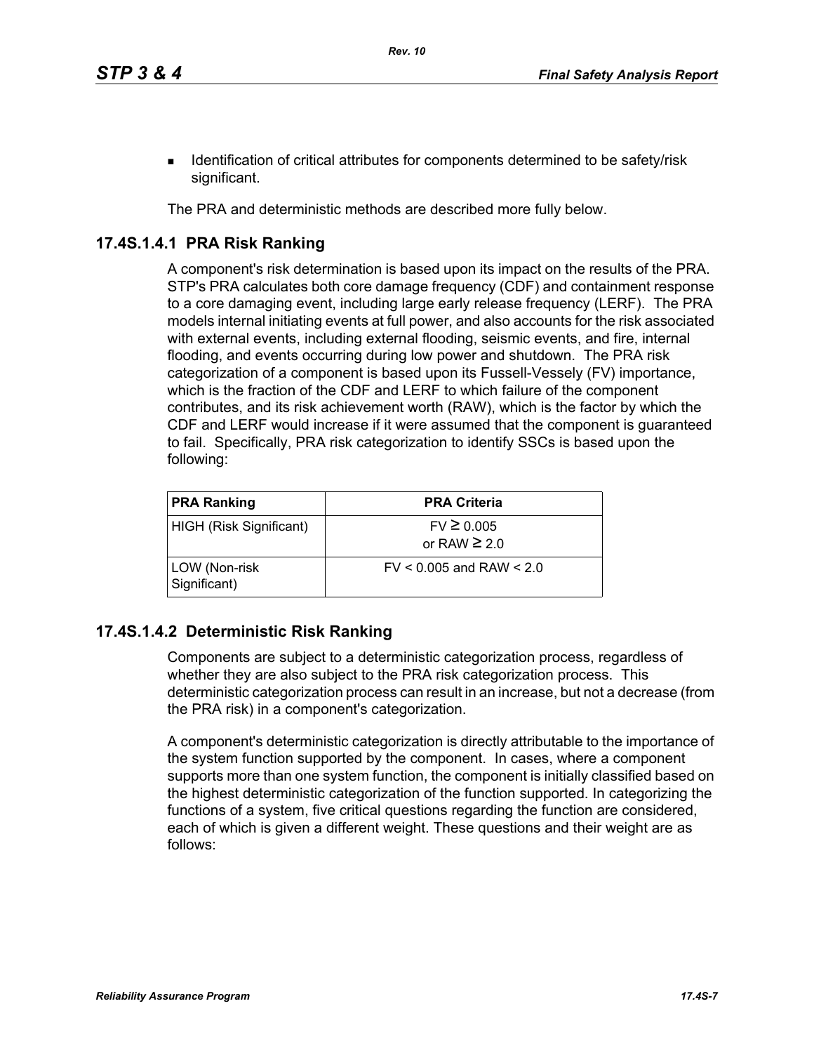- Identification of critical attributes for components determined to be safety/risk significant.

The PRA and deterministic methods are described more fully below.

### 17.4S.1.4.1 PRA Risk Ranking

A component's risk determination is based upon its impact on the results of the PRA. STP's PRA calculates both core damage frequency (CDF) and containment response to a core damaging event, including large early release frequency (LERF). The PRA models internal initiating events at full power, and also accounts for the risk associated with external events, including external flooding, seismic events, and fire, internal flooding, and events occurring during low power and shutdown. The PRA risk categorization of a component is based upon its Fussell-Vessely (FV) importance, which is the fraction of the CDF and LERF to which failure of the component contributes, and its risk achievement worth (RAW), which is the factor by which the CDF and LERF would increase if it were assumed that the component is guaranteed to fail. Specifically, PRA risk categorization to identify SSCs is based upon the following:

| PRA Ranking | PRA Criteria |
|---|---|
| HIGH (Risk Significant) | FV ≥ 0.005 or RAW ≥ 2.0 |
| LOW (Non-risk Significant) | FV < 0.005 and RAW < 2.0 |

### 17.4S.1.4.2 Deterministic Risk Ranking

Components are subject to a deterministic categorization process, regardless of whether they are also subject to the PRA risk categorization process. This deterministic categorization process can result in an increase, but not a decrease (from the PRA risk) in a component's categorization.

A component's deterministic categorization is directly attributable to the importance of the system function supported by the component. In cases, where a component supports more than one system function, the component is initially classified based on the highest deterministic categorization of the function supported. In categorizing the functions of a system, five critical questions regarding the function are considered, each of which is given a different weight. These questions and their weight are as follows: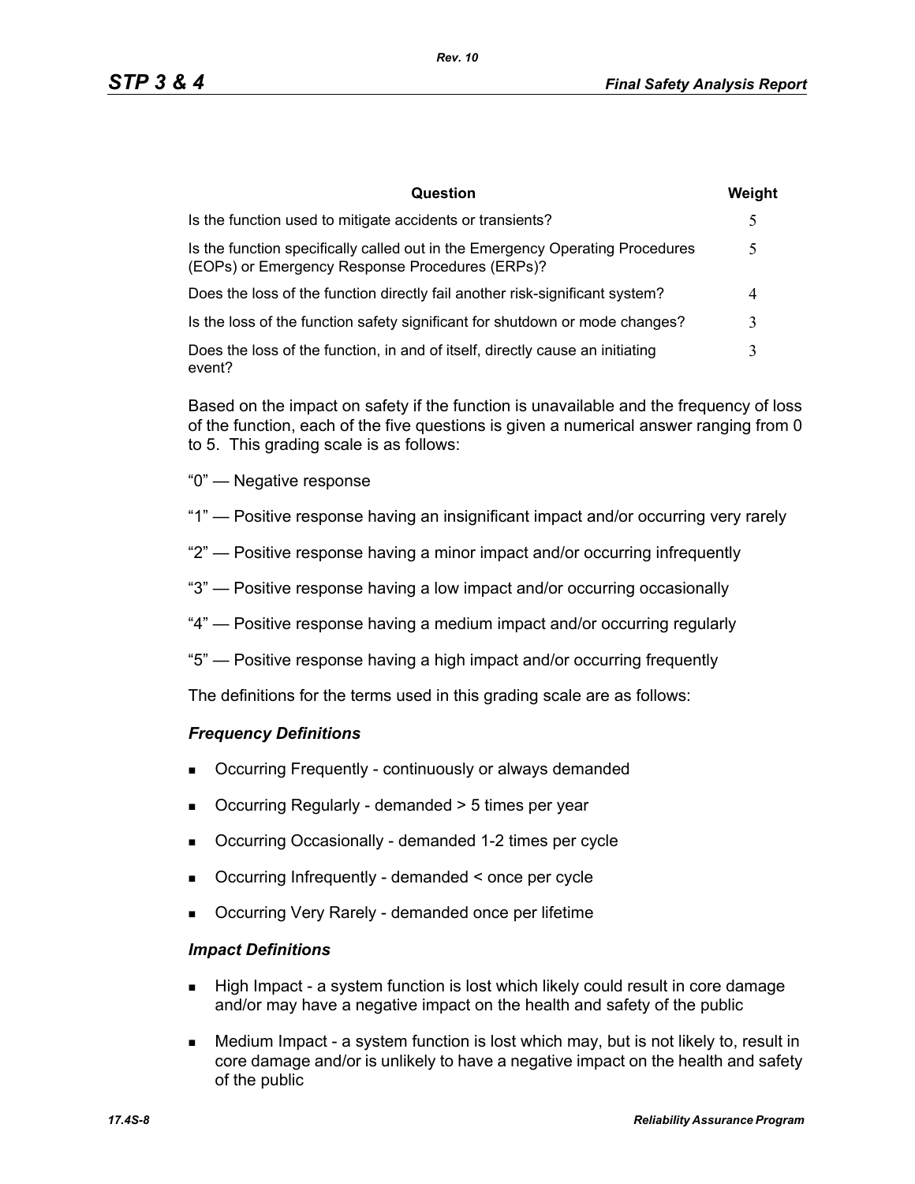| Question | Weight |
|---|---|
| Is the function used to mitigate accidents or transients? | 5 |
| Is the function specifically called out in the Emergency Operating Procedures (EOPs) or Emergency Response Procedures (ERPs)? | 5 |
| Does the loss of the function directly fail another risk-significant system? | 4 |
| Is the loss of the function safety significant for shutdown or mode changes? | 3 |
| Does the loss of the function, in and of itself, directly cause an initiating event? | 3 |

Based on the impact on safety if the function is unavailable and the frequency of loss of the function, each of the five questions is given a numerical answer ranging from 0 to 5. This grading scale is as follows:

"0" — Negative response

"1" — Positive response having an insignificant impact and/or occurring very rarely

"2" — Positive response having a minor impact and/or occurring infrequently

"3" — Positive response having a low impact and/or occurring occasionally

"4" — Positive response having a medium impact and/or occurring regularly

"5" — Positive response having a high impact and/or occurring frequently

The definitions for the terms used in this grading scale are as follows:

*Frequency Definitions*

- Occurring Frequently - continuously or always demanded
- Occurring Regularly - demanded > 5 times per year
- Occurring Occasionally - demanded 1-2 times per cycle
- Occurring Infrequently - demanded < once per cycle
- Occurring Very Rarely - demanded once per lifetime

*Impact Definitions*

- High Impact - a system function is lost which likely could result in core damage and/or may have a negative impact on the health and safety of the public
- Medium Impact - a system function is lost which may, but is not likely to, result in core damage and/or is unlikely to have a negative impact on the health and safety of the public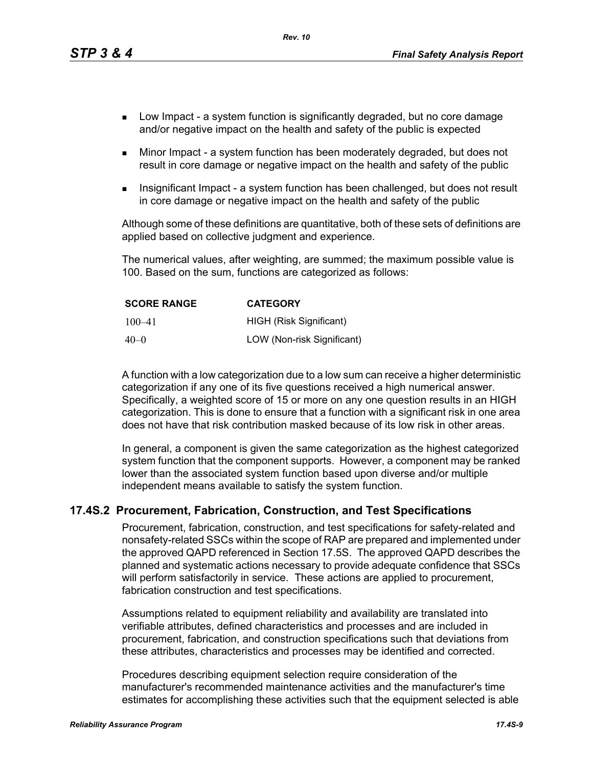- Low Impact - a system function is significantly degraded, but no core damage and/or negative impact on the health and safety of the public is expected
- Minor Impact - a system function has been moderately degraded, but does not result in core damage or negative impact on the health and safety of the public
- Insignificant Impact - a system function has been challenged, but does not result in core damage or negative impact on the health and safety of the public

Although some of these definitions are quantitative, both of these sets of definitions are applied based on collective judgment and experience.

The numerical values, after weighting, are summed; the maximum possible value is 100. Based on the sum, functions are categorized as follows:

| SCORE RANGE | CATEGORY |
|---|---|
| 100–41 | HIGH (Risk Significant) |
| 40–0 | LOW (Non-risk Significant) |

A function with a low categorization due to a low sum can receive a higher deterministic categorization if any one of its five questions received a high numerical answer. Specifically, a weighted score of 15 or more on any one question results in an HIGH categorization. This is done to ensure that a function with a significant risk in one area does not have that risk contribution masked because of its low risk in other areas.

In general, a component is given the same categorization as the highest categorized system function that the component supports. However, a component may be ranked lower than the associated system function based upon diverse and/or multiple independent means available to satisfy the system function.

## 17.4S.2 Procurement, Fabrication, Construction, and Test Specifications

Procurement, fabrication, construction, and test specifications for safety-related and nonsafety-related SSCs within the scope of RAP are prepared and implemented under the approved QAPD referenced in Section 17.5S. The approved QAPD describes the planned and systematic actions necessary to provide adequate confidence that SSCs will perform satisfactorily in service. These actions are applied to procurement, fabrication construction and test specifications.

Assumptions related to equipment reliability and availability are translated into verifiable attributes, defined characteristics and processes and are included in procurement, fabrication, and construction specifications such that deviations from these attributes, characteristics and processes may be identified and corrected.

Procedures describing equipment selection require consideration of the manufacturer's recommended maintenance activities and the manufacturer's time estimates for accomplishing these activities such that the equipment selected is able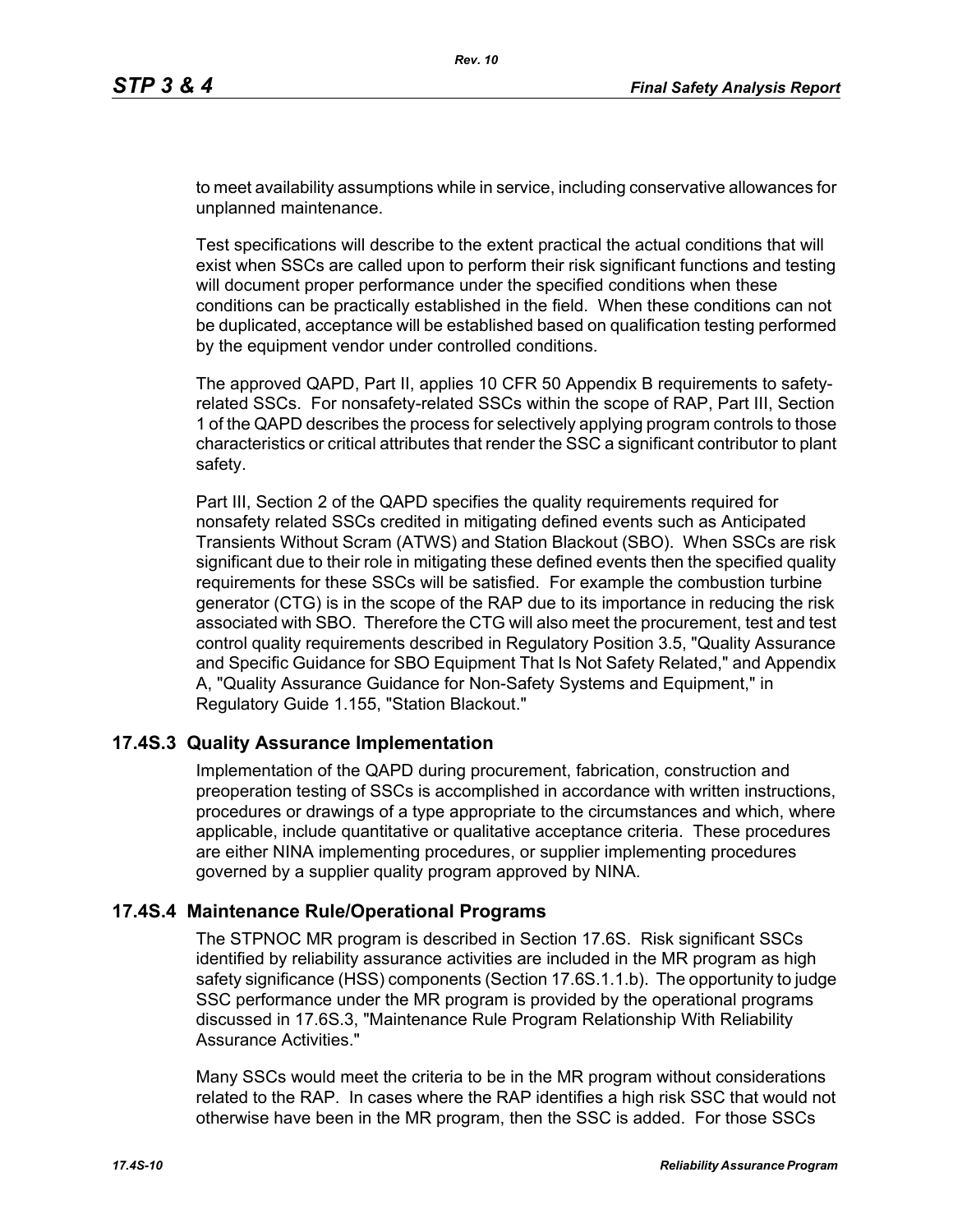to meet availability assumptions while in service, including conservative allowances for unplanned maintenance.

Test specifications will describe to the extent practical the actual conditions that will exist when SSCs are called upon to perform their risk significant functions and testing will document proper performance under the specified conditions when these conditions can be practically established in the field. When these conditions can not be duplicated, acceptance will be established based on qualification testing performed by the equipment vendor under controlled conditions.

The approved QAPD, Part II, applies 10 CFR 50 Appendix B requirements to safety-related SSCs. For nonsafety-related SSCs within the scope of RAP, Part III, Section 1 of the QAPD describes the process for selectively applying program controls to those characteristics or critical attributes that render the SSC a significant contributor to plant safety.

Part III, Section 2 of the QAPD specifies the quality requirements required for nonsafety related SSCs credited in mitigating defined events such as Anticipated Transients Without Scram (ATWS) and Station Blackout (SBO). When SSCs are risk significant due to their role in mitigating these defined events then the specified quality requirements for these SSCs will be satisfied. For example the combustion turbine generator (CTG) is in the scope of the RAP due to its importance in reducing the risk associated with SBO. Therefore the CTG will also meet the procurement, test and test control quality requirements described in Regulatory Position 3.5, "Quality Assurance and Specific Guidance for SBO Equipment That Is Not Safety Related," and Appendix A, "Quality Assurance Guidance for Non-Safety Systems and Equipment," in Regulatory Guide 1.155, "Station Blackout."

## 17.4S.3 Quality Assurance Implementation

Implementation of the QAPD during procurement, fabrication, construction and preoperation testing of SSCs is accomplished in accordance with written instructions, procedures or drawings of a type appropriate to the circumstances and which, where applicable, include quantitative or qualitative acceptance criteria. These procedures are either NINA implementing procedures, or supplier implementing procedures governed by a supplier quality program approved by NINA.

## 17.4S.4 Maintenance Rule/Operational Programs

The STPNOC MR program is described in Section 17.6S. Risk significant SSCs identified by reliability assurance activities are included in the MR program as high safety significance (HSS) components (Section 17.6S.1.1.b). The opportunity to judge SSC performance under the MR program is provided by the operational programs discussed in 17.6S.3, "Maintenance Rule Program Relationship With Reliability Assurance Activities."

Many SSCs would meet the criteria to be in the MR program without considerations related to the RAP. In cases where the RAP identifies a high risk SSC that would not otherwise have been in the MR program, then the SSC is added. For those SSCs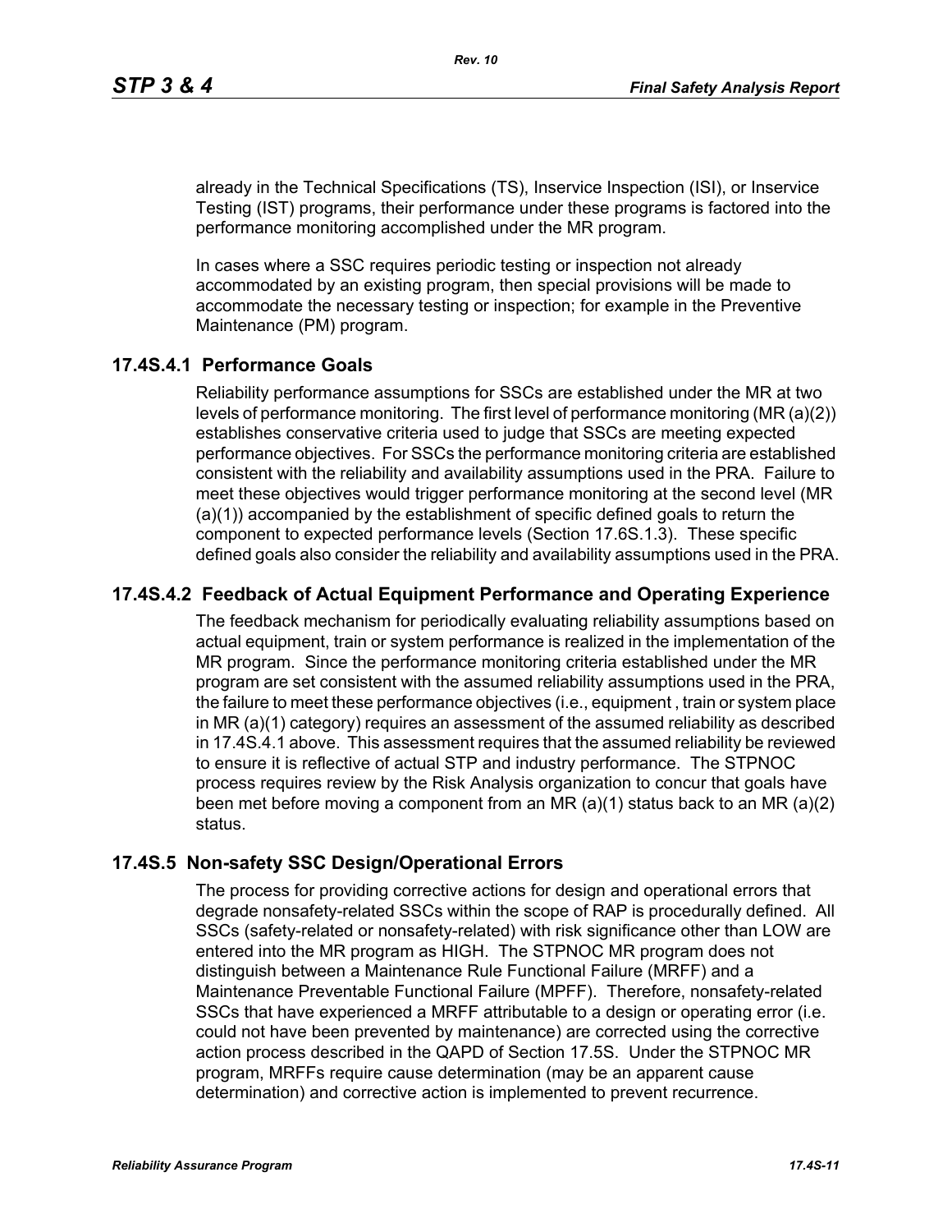already in the Technical Specifications (TS), Inservice Inspection (ISI), or Inservice Testing (IST) programs, their performance under these programs is factored into the performance monitoring accomplished under the MR program.

In cases where a SSC requires periodic testing or inspection not already accommodated by an existing program, then special provisions will be made to accommodate the necessary testing or inspection; for example in the Preventive Maintenance (PM) program.

## 17.4S.4.1 Performance Goals

Reliability performance assumptions for SSCs are established under the MR at two levels of performance monitoring. The first level of performance monitoring (MR (a)(2)) establishes conservative criteria used to judge that SSCs are meeting expected performance objectives. For SSCs the performance monitoring criteria are established consistent with the reliability and availability assumptions used in the PRA. Failure to meet these objectives would trigger performance monitoring at the second level (MR (a)(1)) accompanied by the establishment of specific defined goals to return the component to expected performance levels (Section 17.6S.1.3). These specific defined goals also consider the reliability and availability assumptions used in the PRA.

## 17.4S.4.2 Feedback of Actual Equipment Performance and Operating Experience

The feedback mechanism for periodically evaluating reliability assumptions based on actual equipment, train or system performance is realized in the implementation of the MR program. Since the performance monitoring criteria established under the MR program are set consistent with the assumed reliability assumptions used in the PRA, the failure to meet these performance objectives (i.e., equipment , train or system place in MR (a)(1) category) requires an assessment of the assumed reliability as described in 17.4S.4.1 above. This assessment requires that the assumed reliability be reviewed to ensure it is reflective of actual STP and industry performance. The STPNOC process requires review by the Risk Analysis organization to concur that goals have been met before moving a component from an MR (a)(1) status back to an MR (a)(2) status.

## 17.4S.5 Non-safety SSC Design/Operational Errors

The process for providing corrective actions for design and operational errors that degrade nonsafety-related SSCs within the scope of RAP is procedurally defined. All SSCs (safety-related or nonsafety-related) with risk significance other than LOW are entered into the MR program as HIGH. The STPNOC MR program does not distinguish between a Maintenance Rule Functional Failure (MRFF) and a Maintenance Preventable Functional Failure (MPFF). Therefore, nonsafety-related SSCs that have experienced a MRFF attributable to a design or operating error (i.e. could not have been prevented by maintenance) are corrected using the corrective action process described in the QAPD of Section 17.5S. Under the STPNOC MR program, MRFFs require cause determination (may be an apparent cause determination) and corrective action is implemented to prevent recurrence.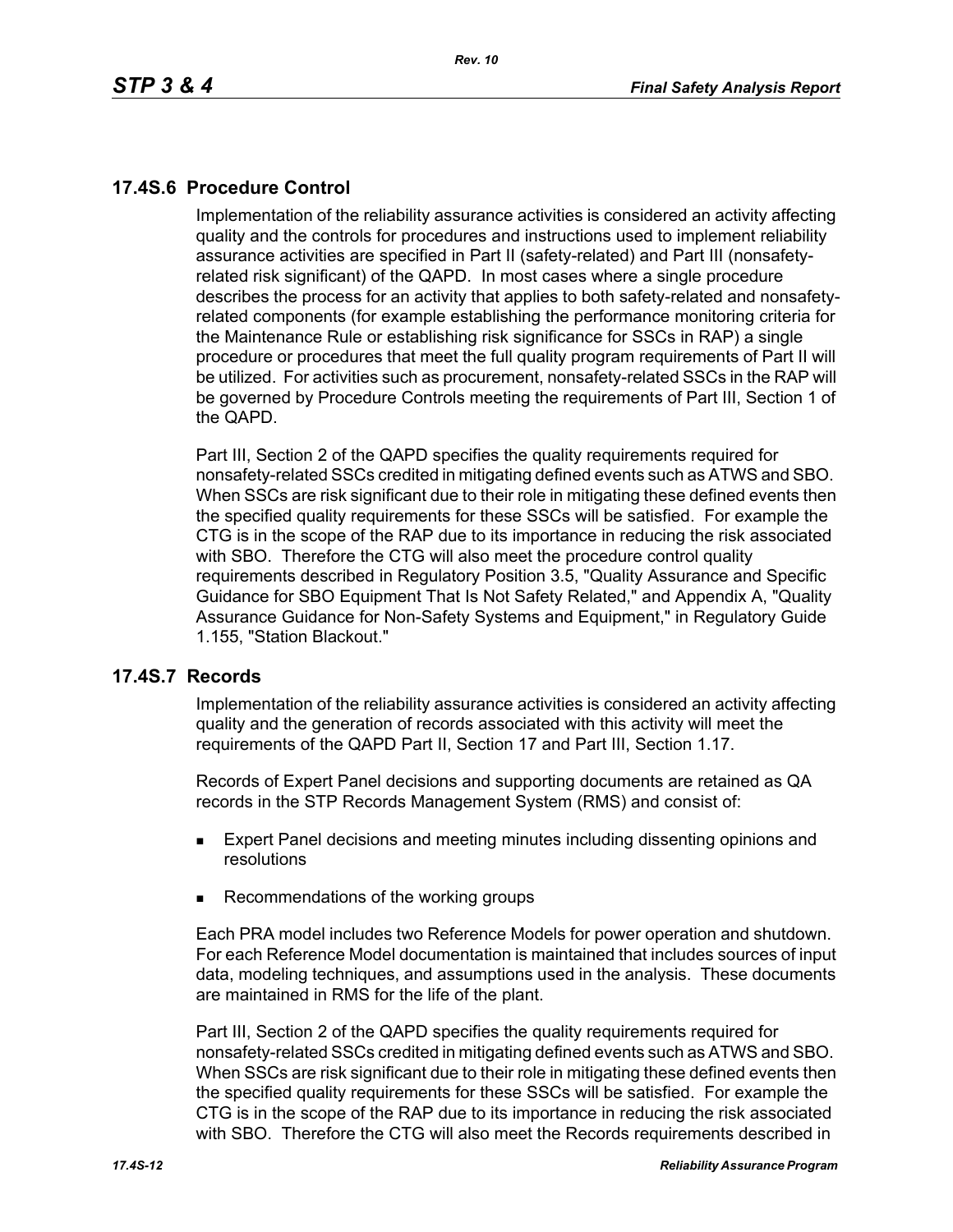## 17.4S.6 Procedure Control

Implementation of the reliability assurance activities is considered an activity affecting quality and the controls for procedures and instructions used to implement reliability assurance activities are specified in Part II (safety-related) and Part III (nonsafety-related risk significant) of the QAPD. In most cases where a single procedure describes the process for an activity that applies to both safety-related and nonsafety-related components (for example establishing the performance monitoring criteria for the Maintenance Rule or establishing risk significance for SSCs in RAP) a single procedure or procedures that meet the full quality program requirements of Part II will be utilized. For activities such as procurement, nonsafety-related SSCs in the RAP will be governed by Procedure Controls meeting the requirements of Part III, Section 1 of the QAPD.

Part III, Section 2 of the QAPD specifies the quality requirements required for nonsafety-related SSCs credited in mitigating defined events such as ATWS and SBO. When SSCs are risk significant due to their role in mitigating these defined events then the specified quality requirements for these SSCs will be satisfied. For example the CTG is in the scope of the RAP due to its importance in reducing the risk associated with SBO. Therefore the CTG will also meet the procedure control quality requirements described in Regulatory Position 3.5, "Quality Assurance and Specific Guidance for SBO Equipment That Is Not Safety Related," and Appendix A, "Quality Assurance Guidance for Non-Safety Systems and Equipment," in Regulatory Guide 1.155, "Station Blackout."

## 17.4S.7 Records

Implementation of the reliability assurance activities is considered an activity affecting quality and the generation of records associated with this activity will meet the requirements of the QAPD Part II, Section 17 and Part III, Section 1.17.

Records of Expert Panel decisions and supporting documents are retained as QA records in the STP Records Management System (RMS) and consist of:

- Expert Panel decisions and meeting minutes including dissenting opinions and resolutions
- Recommendations of the working groups

Each PRA model includes two Reference Models for power operation and shutdown. For each Reference Model documentation is maintained that includes sources of input data, modeling techniques, and assumptions used in the analysis. These documents are maintained in RMS for the life of the plant.

Part III, Section 2 of the QAPD specifies the quality requirements required for nonsafety-related SSCs credited in mitigating defined events such as ATWS and SBO. When SSCs are risk significant due to their role in mitigating these defined events then the specified quality requirements for these SSCs will be satisfied. For example the CTG is in the scope of the RAP due to its importance in reducing the risk associated with SBO. Therefore the CTG will also meet the Records requirements described in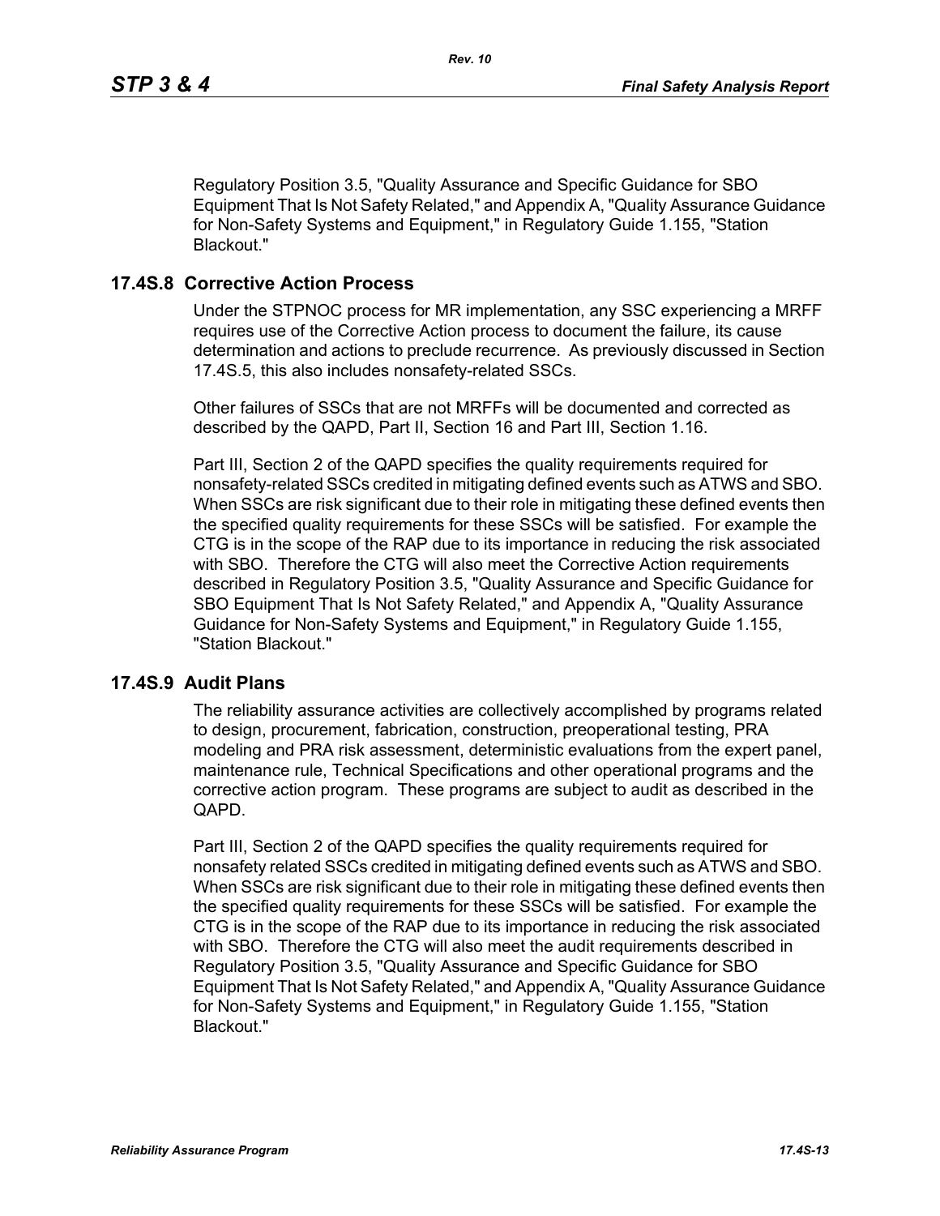Regulatory Position 3.5, "Quality Assurance and Specific Guidance for SBO Equipment That Is Not Safety Related," and Appendix A, "Quality Assurance Guidance for Non-Safety Systems and Equipment," in Regulatory Guide 1.155, "Station Blackout."

## 17.4S.8 Corrective Action Process

Under the STPNOC process for MR implementation, any SSC experiencing a MRFF requires use of the Corrective Action process to document the failure, its cause determination and actions to preclude recurrence. As previously discussed in Section 17.4S.5, this also includes nonsafety-related SSCs.

Other failures of SSCs that are not MRFFs will be documented and corrected as described by the QAPD, Part II, Section 16 and Part III, Section 1.16.

Part III, Section 2 of the QAPD specifies the quality requirements required for nonsafety-related SSCs credited in mitigating defined events such as ATWS and SBO. When SSCs are risk significant due to their role in mitigating these defined events then the specified quality requirements for these SSCs will be satisfied. For example the CTG is in the scope of the RAP due to its importance in reducing the risk associated with SBO. Therefore the CTG will also meet the Corrective Action requirements described in Regulatory Position 3.5, "Quality Assurance and Specific Guidance for SBO Equipment That Is Not Safety Related," and Appendix A, "Quality Assurance Guidance for Non-Safety Systems and Equipment," in Regulatory Guide 1.155, "Station Blackout."

## 17.4S.9 Audit Plans

The reliability assurance activities are collectively accomplished by programs related to design, procurement, fabrication, construction, preoperational testing, PRA modeling and PRA risk assessment, deterministic evaluations from the expert panel, maintenance rule, Technical Specifications and other operational programs and the corrective action program. These programs are subject to audit as described in the QAPD.

Part III, Section 2 of the QAPD specifies the quality requirements required for nonsafety related SSCs credited in mitigating defined events such as ATWS and SBO. When SSCs are risk significant due to their role in mitigating these defined events then the specified quality requirements for these SSCs will be satisfied. For example the CTG is in the scope of the RAP due to its importance in reducing the risk associated with SBO. Therefore the CTG will also meet the audit requirements described in Regulatory Position 3.5, "Quality Assurance and Specific Guidance for SBO Equipment That Is Not Safety Related," and Appendix A, "Quality Assurance Guidance for Non-Safety Systems and Equipment," in Regulatory Guide 1.155, "Station Blackout."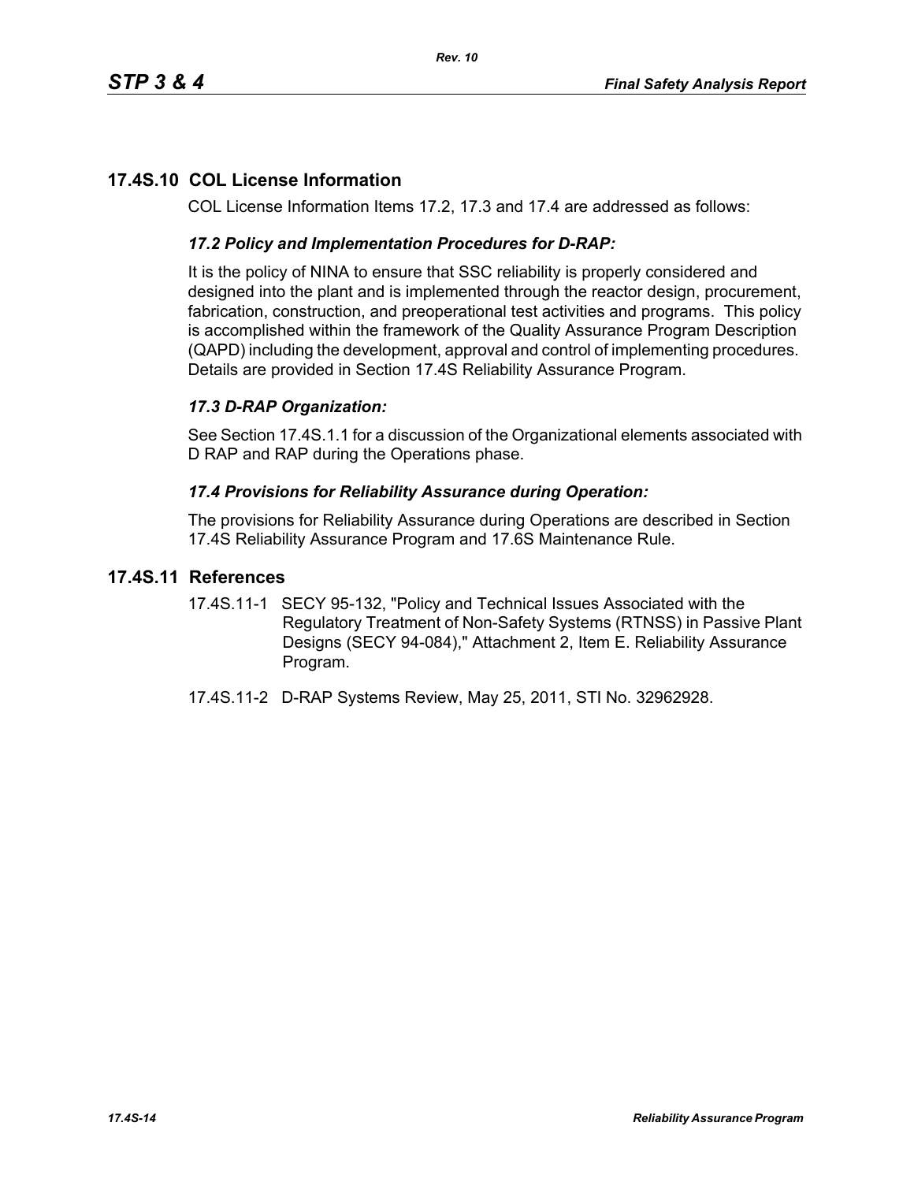## 17.4S.10 COL License Information

COL License Information Items 17.2, 17.3 and 17.4 are addressed as follows:

### *17.2 Policy and Implementation Procedures for D-RAP:*

It is the policy of NINA to ensure that SSC reliability is properly considered and designed into the plant and is implemented through the reactor design, procurement, fabrication, construction, and preoperational test activities and programs. This policy is accomplished within the framework of the Quality Assurance Program Description (QAPD) including the development, approval and control of implementing procedures. Details are provided in Section 17.4S Reliability Assurance Program.

### *17.3 D-RAP Organization:*

See Section 17.4S.1.1 for a discussion of the Organizational elements associated with D RAP and RAP during the Operations phase.

### *17.4 Provisions for Reliability Assurance during Operation:*

The provisions for Reliability Assurance during Operations are described in Section 17.4S Reliability Assurance Program and 17.6S Maintenance Rule.

## 17.4S.11 References

17.4S.11-1 SECY 95-132, "Policy and Technical Issues Associated with the Regulatory Treatment of Non-Safety Systems (RTNSS) in Passive Plant Designs (SECY 94-084)," Attachment 2, Item E. Reliability Assurance Program.

17.4S.11-2 D-RAP Systems Review, May 25, 2011, STI No. 32962928.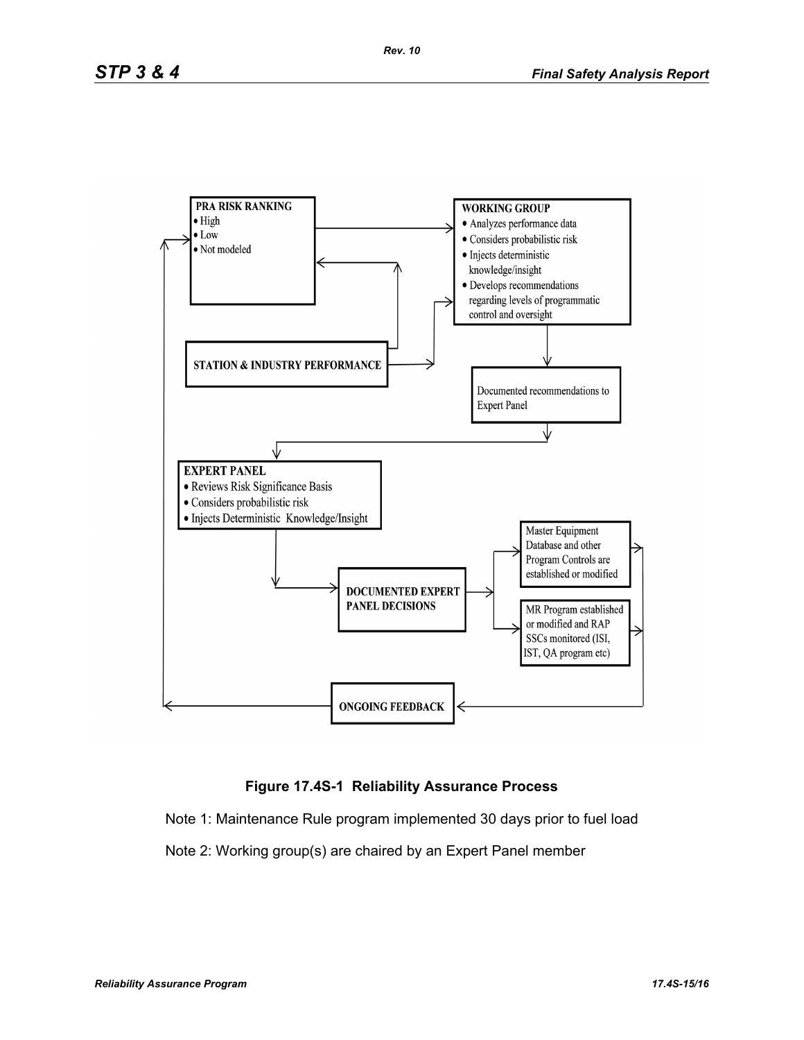PRA RISK RANKING
- High
- Low
- Not modeled

WORKING GROUP
- Analyzes performance data
- Considers probabilistic risk
- Injects deterministic knowledge/insight
- Develops recommendations regarding levels of programmatic control and oversight

STATION & INDUSTRY PERFORMANCE

Documented recommendations to Expert Panel

EXPERT PANEL
- Reviews Risk Significance Basis
- Considers probabilistic risk
- Injects Deterministic Knowledge/Insight

DOCUMENTED EXPERT PANEL DECISIONS

Master Equipment Database and other Program Controls are established or modified

MR Program established or modified and RAP SSCs monitored (ISI, IST, QA program etc)

ONGOING FEEDBACK

**Figure 17.4S-1 Reliability Assurance Process**

Note 1: Maintenance Rule program implemented 30 days prior to fuel load

Note 2: Working group(s) are chaired by an Expert Panel member